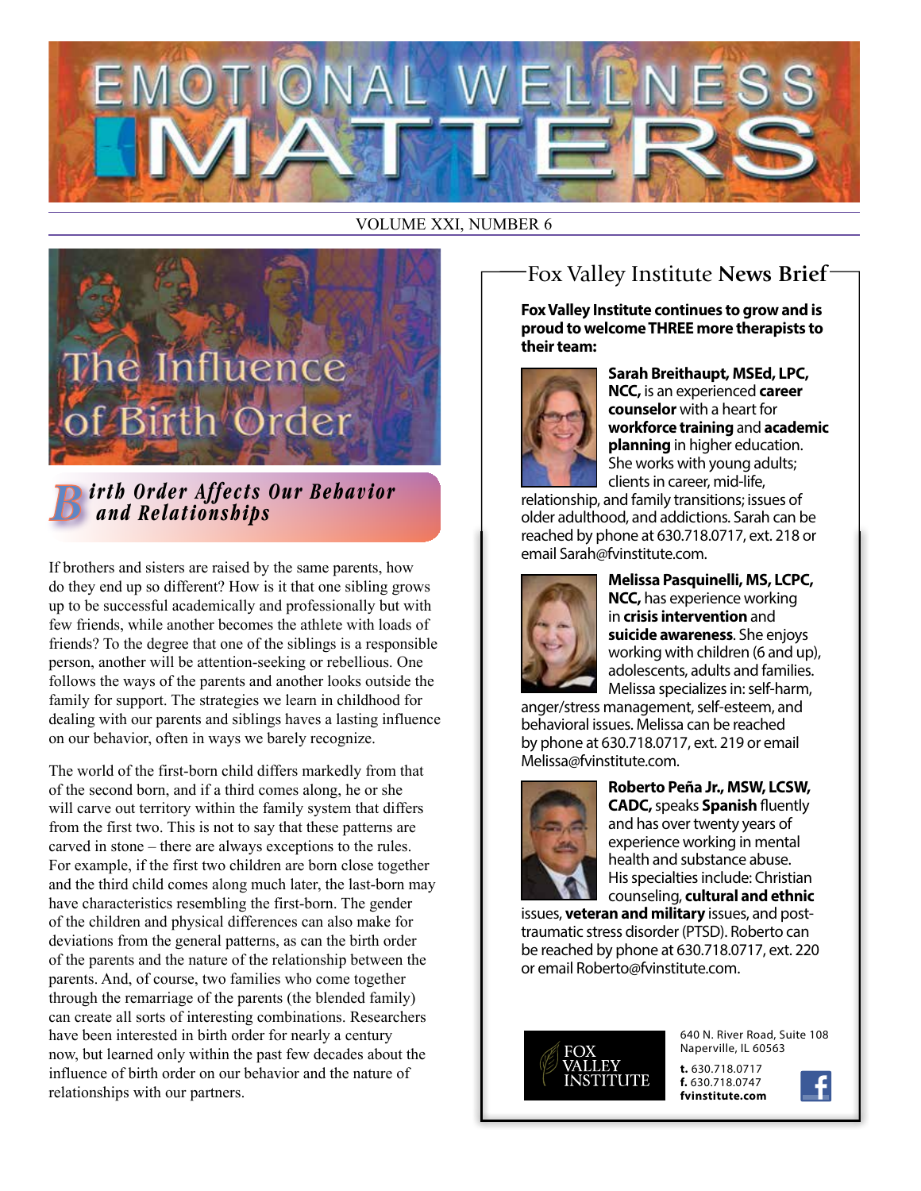# EMOTIONAL WELLNESS MATTERS

VOLUME XXI, NUMBER 6

## The Influence of Birth Order

### Birth Order Affects Our Behavior and Relationships

If brothers and sisters are raised by the same parents, how do they end up so different? How is it that one sibling grows up to be successful academically and professionally but with few friends, while another becomes the athlete with loads of friends? To the degree that one of the siblings is a responsible person, another will be attention-seeking or rebellious. One follows the ways of the parents and another looks outside the family for support. The strategies we learn in childhood for dealing with our parents and siblings haves a lasting influence on our behavior, often in ways we barely recognize.

The world of the first-born child differs markedly from that of the second born, and if a third comes along, he or she will carve out territory within the family system that differs from the first two. This is not to say that these patterns are carved in stone – there are always exceptions to the rules. For example, if the first two children are born close together and the third child comes along much later, the last-born may have characteristics resembling the first-born. The gender of the children and physical differences can also make for deviations from the general patterns, as can the birth order of the parents and the nature of the relationship between the parents. And, of course, two families who come together through the remarriage of the parents (the blended family) can create all sorts of interesting combinations. Researchers have been interested in birth order for nearly a century now, but learned only within the past few decades about the influence of birth order on our behavior and the nature of relationships with our partners.

## Fox Valley Institute **News Brief**

**Fox Valley Institute continues to grow and is proud to welcome THREE more therapists to their team:**

**Sarah Breithaupt, MSEd, LPC, NCC,** is an experienced **career counselor** with a heart for **workforce training** and **academic planning** in higher education. She works with young adults; clients in career, mid-life, relationship, and family transitions; issues of older adulthood, and addictions. Sarah can be reached by phone at 630.718.0717, ext. 218 or email Sarah@fvinstitute.com.

**Melissa Pasquinelli, MS, LCPC, NCC,** has experience working in **crisis intervention** and **suicide awareness**. She enjoys working with children (6 and up), adolescents, adults and families. Melissa specializes in: self-harm, anger/stress management, self-esteem, and behavioral issues. Melissa can be reached by phone at 630.718.0717, ext. 219 or email Melissa@fvinstitute.com.

**Roberto Peña Jr., MSW, LCSW, CADC,** speaks **Spanish** fluently and has over twenty years of experience working in mental health and substance abuse. His specialties include: Christian counseling, **cultural and ethnic** issues, **veteran and military** issues, and post-traumatic stress disorder (PTSD). Roberto can be reached by phone at 630.718.0717, ext. 220 or email Roberto@fvinstitute.com.

FOX VALLEY INSTITUTE

640 N. River Road, Suite 108
Naperville, IL 60563

**t.** 630.718.0717
**f.** 630.718.0747
**fvinstitute.com**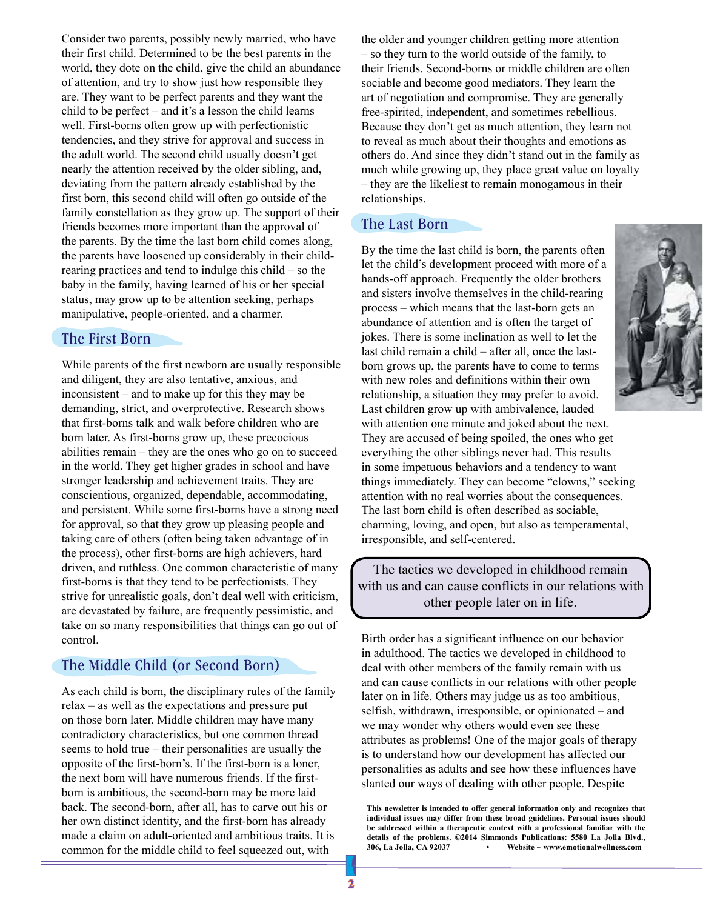Consider two parents, possibly newly married, who have their first child. Determined to be the best parents in the world, they dote on the child, give the child an abundance of attention, and try to show just how responsible they are. They want to be perfect parents and they want the child to be perfect – and it's a lesson the child learns well. First-borns often grow up with perfectionistic tendencies, and they strive for approval and success in the adult world. The second child usually doesn't get nearly the attention received by the older sibling, and, deviating from the pattern already established by the first born, this second child will often go outside of the family constellation as they grow up. The support of their friends becomes more important than the approval of the parents. By the time the last born child comes along, the parents have loosened up considerably in their child-rearing practices and tend to indulge this child – so the baby in the family, having learned of his or her special status, may grow up to be attention seeking, perhaps manipulative, people-oriented, and a charmer.

## The First Born

While parents of the first newborn are usually responsible and diligent, they are also tentative, anxious, and inconsistent – and to make up for this they may be demanding, strict, and overprotective. Research shows that first-borns talk and walk before children who are born later. As first-borns grow up, these precocious abilities remain – they are the ones who go on to succeed in the world. They get higher grades in school and have stronger leadership and achievement traits. They are conscientious, organized, dependable, accommodating, and persistent. While some first-borns have a strong need for approval, so that they grow up pleasing people and taking care of others (often being taken advantage of in the process), other first-borns are high achievers, hard driven, and ruthless. One common characteristic of many first-borns is that they tend to be perfectionists. They strive for unrealistic goals, don't deal well with criticism, are devastated by failure, are frequently pessimistic, and take on so many responsibilities that things can go out of control.

## The Middle Child (or Second Born)

As each child is born, the disciplinary rules of the family relax – as well as the expectations and pressure put on those born later. Middle children may have many contradictory characteristics, but one common thread seems to hold true – their personalities are usually the opposite of the first-born's. If the first-born is a loner, the next born will have numerous friends. If the first-born is ambitious, the second-born may be more laid back. The second-born, after all, has to carve out his or her own distinct identity, and the first-born has already made a claim on adult-oriented and ambitious traits. It is common for the middle child to feel squeezed out, with the older and younger children getting more attention – so they turn to the world outside of the family, to their friends. Second-borns or middle children are often sociable and become good mediators. They learn the art of negotiation and compromise. They are generally free-spirited, independent, and sometimes rebellious. Because they don't get as much attention, they learn not to reveal as much about their thoughts and emotions as others do. And since they didn't stand out in the family as much while growing up, they place great value on loyalty – they are the likeliest to remain monogamous in their relationships.

## The Last Born

By the time the last child is born, the parents often let the child's development proceed with more of a hands-off approach. Frequently the older brothers and sisters involve themselves in the child-rearing process – which means that the last-born gets an abundance of attention and is often the target of jokes. There is some inclination as well to let the last child remain a child – after all, once the last-born grows up, the parents have to come to terms with new roles and definitions within their own relationship, a situation they may prefer to avoid. Last children grow up with ambivalence, lauded with attention one minute and joked about the next. They are accused of being spoiled, the ones who get everything the other siblings never had. This results in some impetuous behaviors and a tendency to want things immediately. They can become "clowns," seeking attention with no real worries about the consequences. The last born child is often described as sociable, charming, loving, and open, but also as temperamental, irresponsible, and self-centered.

> The tactics we developed in childhood remain with us and can cause conflicts in our relations with other people later on in life.

Birth order has a significant influence on our behavior in adulthood. The tactics we developed in childhood to deal with other members of the family remain with us and can cause conflicts in our relations with other people later on in life. Others may judge us as too ambitious, selfish, withdrawn, irresponsible, or opinionated – and we may wonder why others would even see these attributes as problems! One of the major goals of therapy is to understand how our development has affected our personalities as adults and see how these influences have slanted our ways of dealing with other people. Despite

**This newsletter is intended to offer general information only and recognizes that individual issues may differ from these broad guidelines. Personal issues should be addressed within a therapeutic context with a professional familiar with the details of the problems. ©2014 Simmonds Publications: 5580 La Jolla Blvd., 306, La Jolla, CA 92037 • Website ~ www.emotionalwellness.com**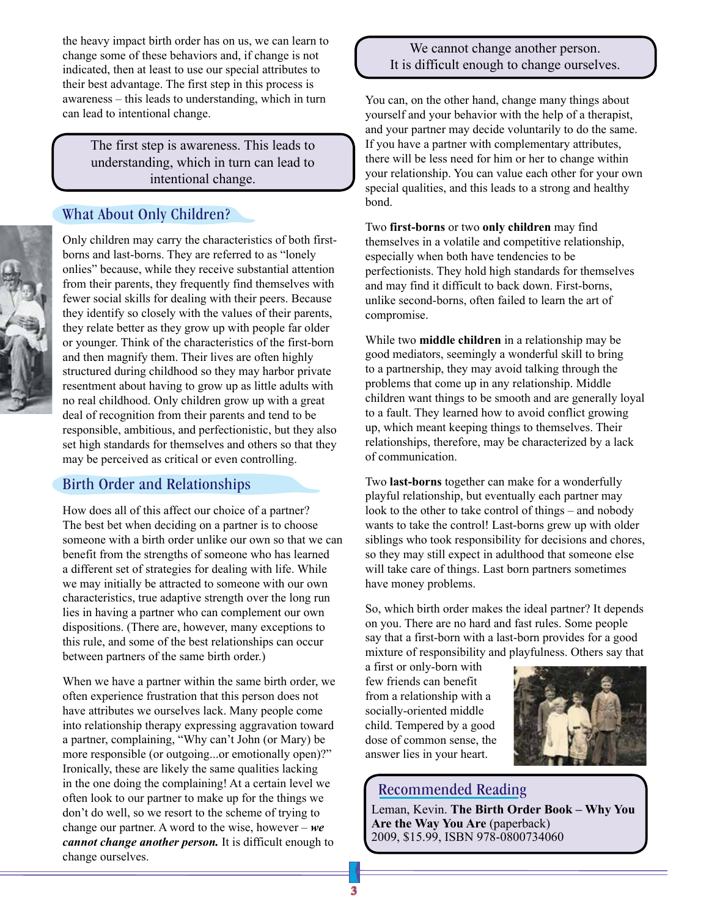the heavy impact birth order has on us, we can learn to change some of these behaviors and, if change is not indicated, then at least to use our special attributes to their best advantage. The first step in this process is awareness – this leads to understanding, which in turn can lead to intentional change.

> The first step is awareness. This leads to understanding, which in turn can lead to intentional change.

## What About Only Children?

Only children may carry the characteristics of both first-borns and last-borns. They are referred to as "lonely onlies" because, while they receive substantial attention from their parents, they frequently find themselves with fewer social skills for dealing with their peers. Because they identify so closely with the values of their parents, they relate better as they grow up with people far older or younger. Think of the characteristics of the first-born and then magnify them. Their lives are often highly structured during childhood so they may harbor private resentment about having to grow up as little adults with no real childhood. Only children grow up with a great deal of recognition from their parents and tend to be responsible, ambitious, and perfectionistic, but they also set high standards for themselves and others so that they may be perceived as critical or even controlling.

## Birth Order and Relationships

How does all of this affect our choice of a partner? The best bet when deciding on a partner is to choose someone with a birth order unlike our own so that we can benefit from the strengths of someone who has learned a different set of strategies for dealing with life. While we may initially be attracted to someone with our own characteristics, true adaptive strength over the long run lies in having a partner who can complement our own dispositions. (There are, however, many exceptions to this rule, and some of the best relationships can occur between partners of the same birth order.)

When we have a partner within the same birth order, we often experience frustration that this person does not have attributes we ourselves lack. Many people come into relationship therapy expressing aggravation toward a partner, complaining, "Why can't John (or Mary) be more responsible (or outgoing...or emotionally open)?" Ironically, these are likely the same qualities lacking in the one doing the complaining! At a certain level we often look to our partner to make up for the things we don't do well, so we resort to the scheme of trying to change our partner. A word to the wise, however – ***we cannot change another person.*** It is difficult enough to change ourselves.

> We cannot change another person. It is difficult enough to change ourselves.

You can, on the other hand, change many things about yourself and your behavior with the help of a therapist, and your partner may decide voluntarily to do the same. If you have a partner with complementary attributes, there will be less need for him or her to change within your relationship. You can value each other for your own special qualities, and this leads to a strong and healthy bond.

Two **first-borns** or two **only children** may find themselves in a volatile and competitive relationship, especially when both have tendencies to be perfectionists. They hold high standards for themselves and may find it difficult to back down. First-borns, unlike second-borns, often failed to learn the art of compromise.

While two **middle children** in a relationship may be good mediators, seemingly a wonderful skill to bring to a partnership, they may avoid talking through the problems that come up in any relationship. Middle children want things to be smooth and are generally loyal to a fault. They learned how to avoid conflict growing up, which meant keeping things to themselves. Their relationships, therefore, may be characterized by a lack of communication.

Two **last-borns** together can make for a wonderfully playful relationship, but eventually each partner may look to the other to take control of things – and nobody wants to take the control! Last-borns grew up with older siblings who took responsibility for decisions and chores, so they may still expect in adulthood that someone else will take care of things. Last born partners sometimes have money problems.

So, which birth order makes the ideal partner? It depends on you. There are no hard and fast rules. Some people say that a first-born with a last-born provides for a good mixture of responsibility and playfulness. Others say that a first or only-born with few friends can benefit from a relationship with a socially-oriented middle child. Tempered by a good dose of common sense, the answer lies in your heart.

## Recommended Reading

Leman, Kevin. **The Birth Order Book – Why You Are the Way You Are** (paperback) 2009, $15.99, ISBN 978-0800734060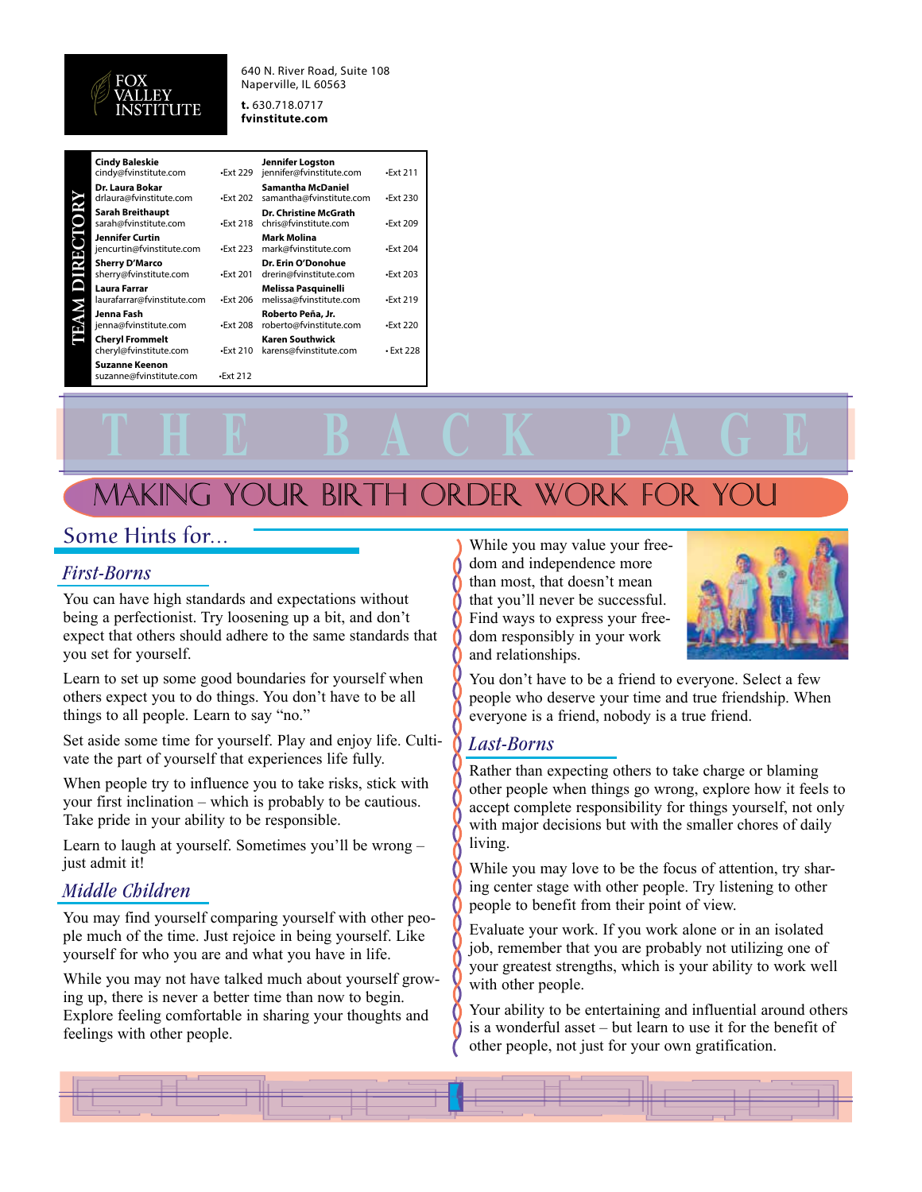FOX VALLEY INSTITUTE

640 N. River Road, Suite 108
Naperville, IL 60563

**t.** 630.718.0717
**fvinstitute.com**

## TEAM DIRECTORY

| | | | |
|---|---|---|---|
| **Cindy Baleskie** cindy@fvinstitute.com | •Ext 229 | **Jennifer Logston** jennifer@fvinstitute.com | •Ext 211 |
| **Dr. Laura Bokar** drlaura@fvinstitute.com | •Ext 202 | **Samantha McDaniel** samantha@fvinstitute.com | •Ext 230 |
| **Sarah Breithaupt** sarah@fvinstitute.com | •Ext 218 | **Dr. Christine McGrath** chris@fvinstitute.com | •Ext 209 |
| **Jennifer Curtin** jencurtin@fvinstitute.com | •Ext 223 | **Mark Molina** mark@fvinstitute.com | •Ext 204 |
| **Sherry D'Marco** sherry@fvinstitute.com | •Ext 201 | **Dr. Erin O'Donohue** drerin@fvinstitute.com | •Ext 203 |
| **Laura Farrar** laurafarrar@fvinstitute.com | •Ext 206 | **Melissa Pasquinelli** melissa@fvinstitute.com | •Ext 219 |
| **Jenna Fash** jenna@fvinstitute.com | •Ext 208 | **Roberto Peña, Jr.** roberto@fvinstitute.com | •Ext 220 |
| **Cheryl Frommelt** cheryl@fvinstitute.com | •Ext 210 | **Karen Southwick** karens@fvinstitute.com | •Ext 228 |
| **Suzanne Keenon** suzanne@fvinstitute.com | •Ext 212 | | |

# THE BACK PAGE

## MAKING YOUR BIRTH ORDER WORK FOR YOU

### Some Hints for...

### *First-Borns*

You can have high standards and expectations without being a perfectionist. Try loosening up a bit, and don't expect that others should adhere to the same standards that you set for yourself.

Learn to set up some good boundaries for yourself when others expect you to do things. You don't have to be all things to all people. Learn to say "no."

Set aside some time for yourself. Play and enjoy life. Cultivate the part of yourself that experiences life fully.

When people try to influence you to take risks, stick with your first inclination – which is probably to be cautious. Take pride in your ability to be responsible.

Learn to laugh at yourself. Sometimes you'll be wrong – just admit it!

### *Middle Children*

You may find yourself comparing yourself with other people much of the time. Just rejoice in being yourself. Like yourself for who you are and what you have in life.

While you may not have talked much about yourself growing up, there is never a better time than now to begin. Explore feeling comfortable in sharing your thoughts and feelings with other people.

While you may value your freedom and independence more than most, that doesn't mean that you'll never be successful. Find ways to express your freedom responsibly in your work and relationships.

You don't have to be a friend to everyone. Select a few people who deserve your time and true friendship. When everyone is a friend, nobody is a true friend.

### *Last-Borns*

Rather than expecting others to take charge or blaming other people when things go wrong, explore how it feels to accept complete responsibility for things yourself, not only with major decisions but with the smaller chores of daily living.

While you may love to be the focus of attention, try sharing center stage with other people. Try listening to other people to benefit from their point of view.

Evaluate your work. If you work alone or in an isolated job, remember that you are probably not utilizing one of your greatest strengths, which is your ability to work well with other people.

Your ability to be entertaining and influential around others is a wonderful asset – but learn to use it for the benefit of other people, not just for your own gratification.